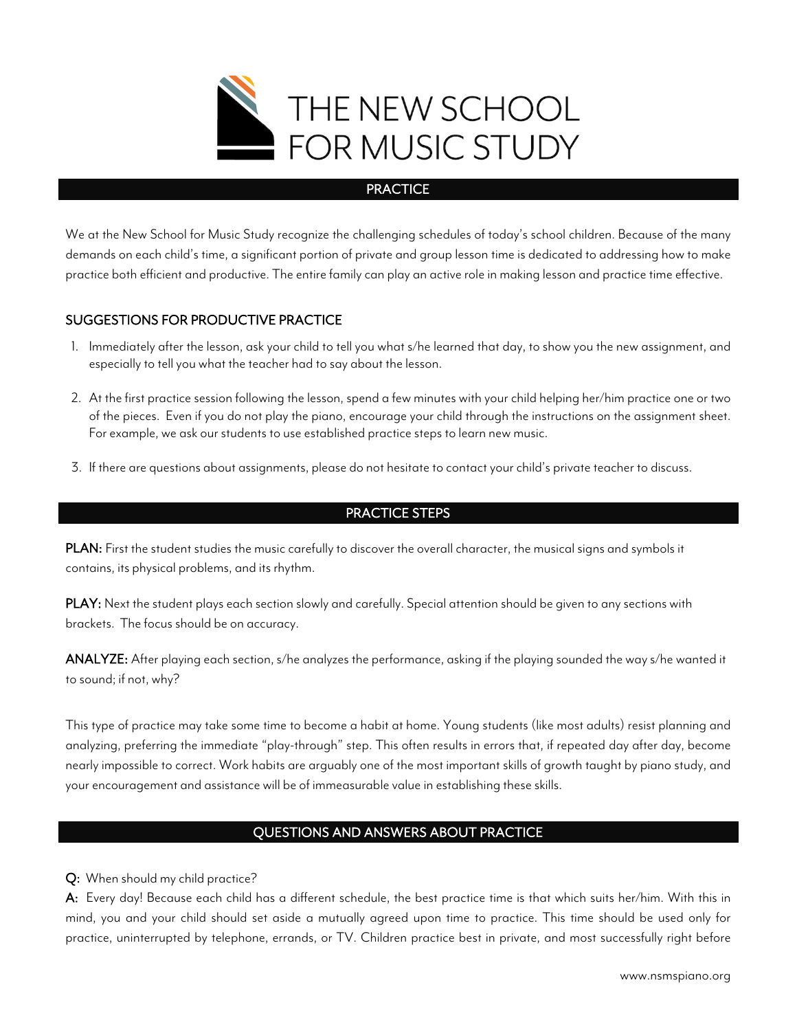# THE NEW SCHOOL FOR MUSIC STUDY

## PRACTICE

We at the New School for Music Study recognize the challenging schedules of today's school children. Because of the many demands on each child's time, a significant portion of private and group lesson time is dedicated to addressing how to make practice both efficient and productive. The entire family can play an active role in making lesson and practice time effective.

### SUGGESTIONS FOR PRODUCTIVE PRACTICE

1. Immediately after the lesson, ask your child to tell you what s/he learned that day, to show you the new assignment, and especially to tell you what the teacher had to say about the lesson.

2. At the first practice session following the lesson, spend a few minutes with your child helping her/him practice one or two of the pieces. Even if you do not play the piano, encourage your child through the instructions on the assignment sheet. For example, we ask our students to use established practice steps to learn new music.

3. If there are questions about assignments, please do not hesitate to contact your child's private teacher to discuss.

## PRACTICE STEPS

**PLAN:** First the student studies the music carefully to discover the overall character, the musical signs and symbols it contains, its physical problems, and its rhythm.

**PLAY:** Next the student plays each section slowly and carefully. Special attention should be given to any sections with brackets. The focus should be on accuracy.

**ANALYZE:** After playing each section, s/he analyzes the performance, asking if the playing sounded the way s/he wanted it to sound; if not, why?

This type of practice may take some time to become a habit at home. Young students (like most adults) resist planning and analyzing, preferring the immediate "play-through" step. This often results in errors that, if repeated day after day, become nearly impossible to correct. Work habits are arguably one of the most important skills of growth taught by piano study, and your encouragement and assistance will be of immeasurable value in establishing these skills.

## QUESTIONS AND ANSWERS ABOUT PRACTICE

**Q:** When should my child practice?
**A:** Every day! Because each child has a different schedule, the best practice time is that which suits her/him. With this in mind, you and your child should set aside a mutually agreed upon time to practice. This time should be used only for practice, uninterrupted by telephone, errands, or TV. Children practice best in private, and most successfully right before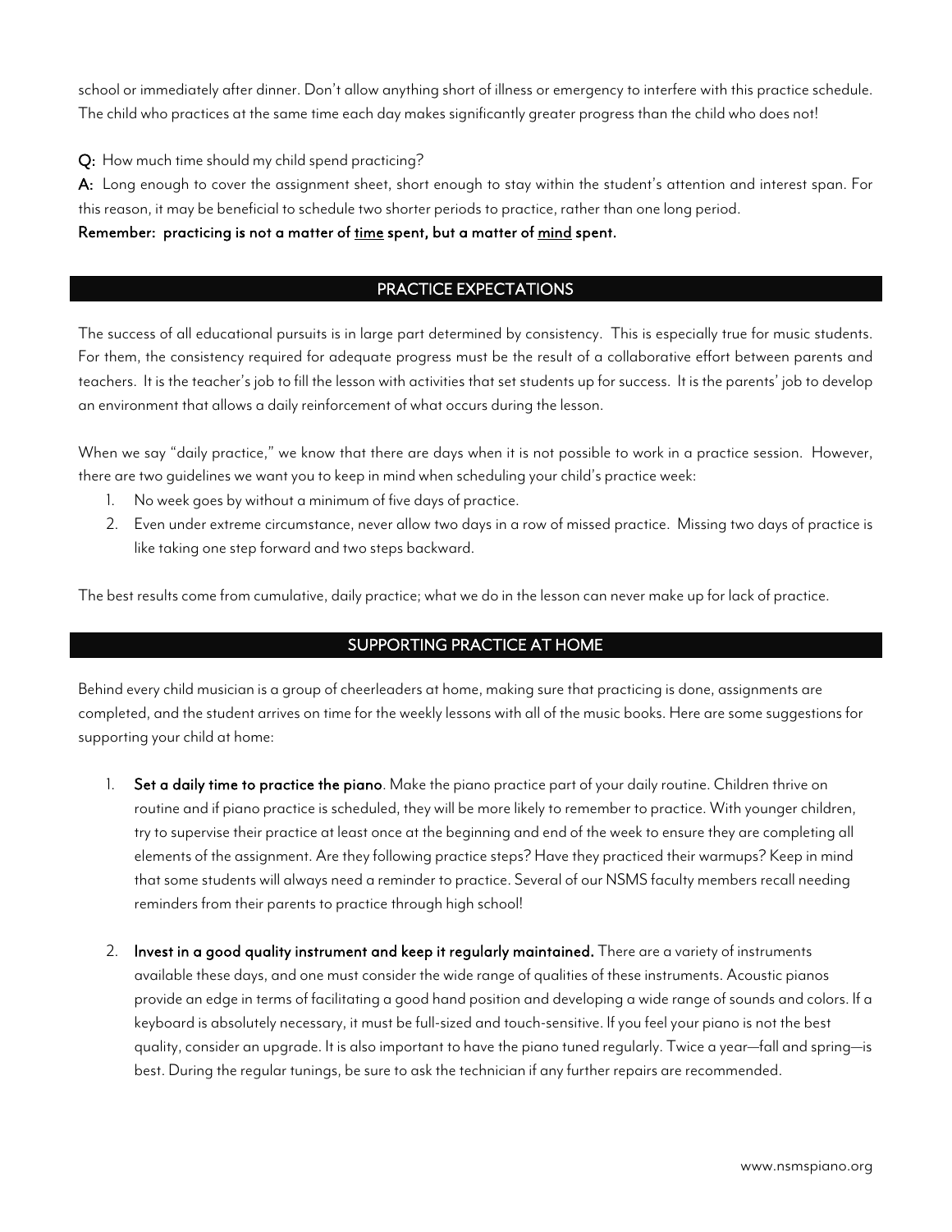school or immediately after dinner. Don't allow anything short of illness or emergency to interfere with this practice schedule. The child who practices at the same time each day makes significantly greater progress than the child who does not!

**Q:** How much time should my child spend practicing?

**A:** Long enough to cover the assignment sheet, short enough to stay within the student's attention and interest span. For this reason, it may be beneficial to schedule two shorter periods to practice, rather than one long period.

**Remember: practicing is not a matter of <u>time</u> spent, but a matter of <u>mind</u> spent.**

## PRACTICE EXPECTATIONS

The success of all educational pursuits is in large part determined by consistency. This is especially true for music students. For them, the consistency required for adequate progress must be the result of a collaborative effort between parents and teachers. It is the teacher's job to fill the lesson with activities that set students up for success. It is the parents' job to develop an environment that allows a daily reinforcement of what occurs during the lesson.

When we say "daily practice," we know that there are days when it is not possible to work in a practice session. However, there are two guidelines we want you to keep in mind when scheduling your child's practice week:

1. No week goes by without a minimum of five days of practice.
2. Even under extreme circumstance, never allow two days in a row of missed practice. Missing two days of practice is like taking one step forward and two steps backward.

The best results come from cumulative, daily practice; what we do in the lesson can never make up for lack of practice.

## SUPPORTING PRACTICE AT HOME

Behind every child musician is a group of cheerleaders at home, making sure that practicing is done, assignments are completed, and the student arrives on time for the weekly lessons with all of the music books. Here are some suggestions for supporting your child at home:

1. **Set a daily time to practice the piano**. Make the piano practice part of your daily routine. Children thrive on routine and if piano practice is scheduled, they will be more likely to remember to practice. With younger children, try to supervise their practice at least once at the beginning and end of the week to ensure they are completing all elements of the assignment. Are they following practice steps? Have they practiced their warmups? Keep in mind that some students will always need a reminder to practice. Several of our NSMS faculty members recall needing reminders from their parents to practice through high school!

2. **Invest in a good quality instrument and keep it regularly maintained.** There are a variety of instruments available these days, and one must consider the wide range of qualities of these instruments. Acoustic pianos provide an edge in terms of facilitating a good hand position and developing a wide range of sounds and colors. If a keyboard is absolutely necessary, it must be full-sized and touch-sensitive. If you feel your piano is not the best quality, consider an upgrade. It is also important to have the piano tuned regularly. Twice a year—fall and spring—is best. During the regular tunings, be sure to ask the technician if any further repairs are recommended.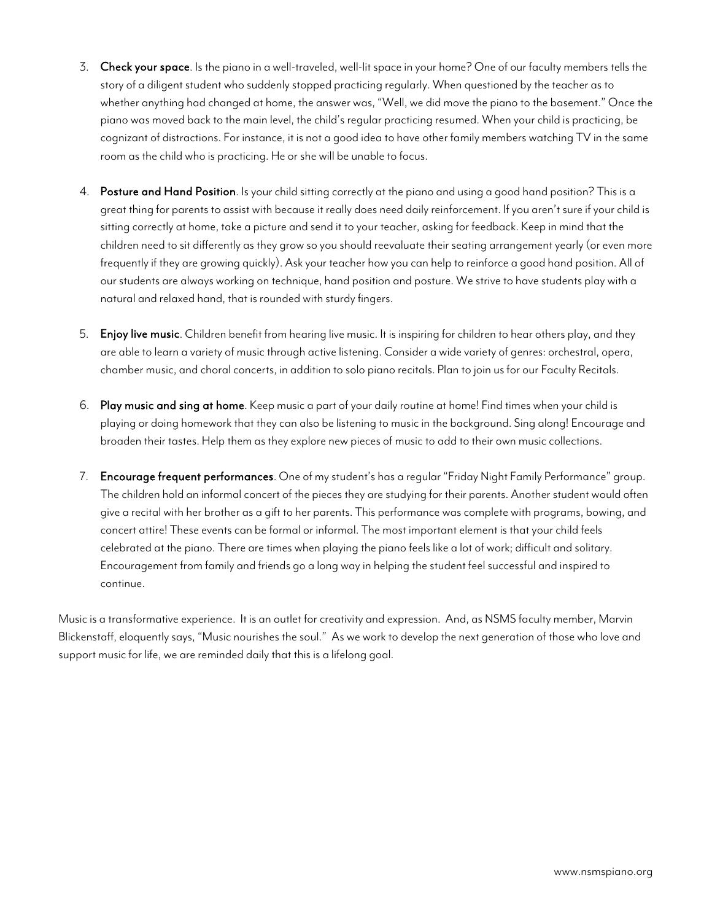3. **Check your space**. Is the piano in a well-traveled, well-lit space in your home? One of our faculty members tells the story of a diligent student who suddenly stopped practicing regularly. When questioned by the teacher as to whether anything had changed at home, the answer was, "Well, we did move the piano to the basement." Once the piano was moved back to the main level, the child's regular practicing resumed. When your child is practicing, be cognizant of distractions. For instance, it is not a good idea to have other family members watching TV in the same room as the child who is practicing. He or she will be unable to focus.

4. **Posture and Hand Position**. Is your child sitting correctly at the piano and using a good hand position? This is a great thing for parents to assist with because it really does need daily reinforcement. If you aren't sure if your child is sitting correctly at home, take a picture and send it to your teacher, asking for feedback. Keep in mind that the children need to sit differently as they grow so you should reevaluate their seating arrangement yearly (or even more frequently if they are growing quickly). Ask your teacher how you can help to reinforce a good hand position. All of our students are always working on technique, hand position and posture. We strive to have students play with a natural and relaxed hand, that is rounded with sturdy fingers.

5. **Enjoy live music**. Children benefit from hearing live music. It is inspiring for children to hear others play, and they are able to learn a variety of music through active listening. Consider a wide variety of genres: orchestral, opera, chamber music, and choral concerts, in addition to solo piano recitals. Plan to join us for our Faculty Recitals.

6. **Play music and sing at home**. Keep music a part of your daily routine at home! Find times when your child is playing or doing homework that they can also be listening to music in the background. Sing along! Encourage and broaden their tastes. Help them as they explore new pieces of music to add to their own music collections.

7. **Encourage frequent performances**. One of my student's has a regular "Friday Night Family Performance" group. The children hold an informal concert of the pieces they are studying for their parents. Another student would often give a recital with her brother as a gift to her parents. This performance was complete with programs, bowing, and concert attire! These events can be formal or informal. The most important element is that your child feels celebrated at the piano. There are times when playing the piano feels like a lot of work; difficult and solitary. Encouragement from family and friends go a long way in helping the student feel successful and inspired to continue.

Music is a transformative experience. It is an outlet for creativity and expression. And, as NSMS faculty member, Marvin Blickenstaff, eloquently says, "Music nourishes the soul." As we work to develop the next generation of those who love and support music for life, we are reminded daily that this is a lifelong goal.

www.nsmspiano.org